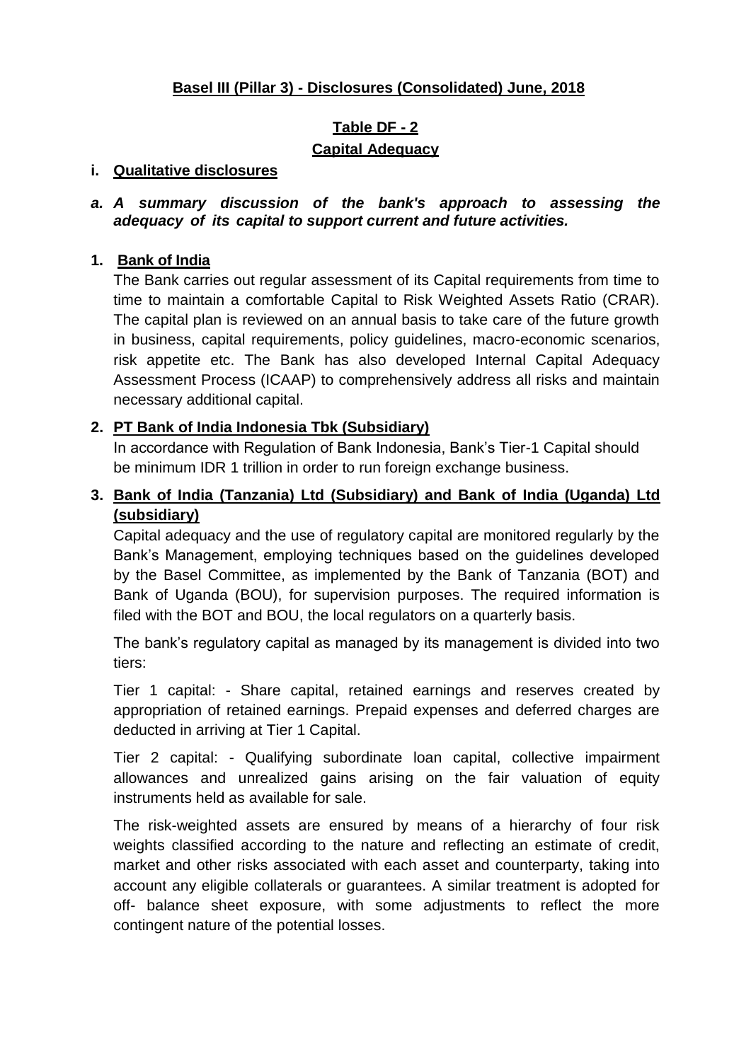## **Basel III (Pillar 3) - Disclosures (Consolidated) June, 2018**

## **Table DF - 2**

## **Capital Adequacy**

### i. **Qualitative disclosures**

***a. A summary discussion of the bank's approach to assessing the adequacy of its capital to support current and future activities.***

**1. Bank of India**

The Bank carries out regular assessment of its Capital requirements from time to time to maintain a comfortable Capital to Risk Weighted Assets Ratio (CRAR). The capital plan is reviewed on an annual basis to take care of the future growth in business, capital requirements, policy guidelines, macro-economic scenarios, risk appetite etc. The Bank has also developed Internal Capital Adequacy Assessment Process (ICAAP) to comprehensively address all risks and maintain necessary additional capital.

**2. PT Bank of India Indonesia Tbk (Subsidiary)**

In accordance with Regulation of Bank Indonesia, Bank's Tier-1 Capital should be minimum IDR 1 trillion in order to run foreign exchange business.

**3. Bank of India (Tanzania) Ltd (Subsidiary) and Bank of India (Uganda) Ltd (subsidiary)**

Capital adequacy and the use of regulatory capital are monitored regularly by the Bank's Management, employing techniques based on the guidelines developed by the Basel Committee, as implemented by the Bank of Tanzania (BOT) and Bank of Uganda (BOU), for supervision purposes. The required information is filed with the BOT and BOU, the local regulators on a quarterly basis.

The bank's regulatory capital as managed by its management is divided into two tiers:

Tier 1 capital: - Share capital, retained earnings and reserves created by appropriation of retained earnings. Prepaid expenses and deferred charges are deducted in arriving at Tier 1 Capital.

Tier 2 capital: - Qualifying subordinate loan capital, collective impairment allowances and unrealized gains arising on the fair valuation of equity instruments held as available for sale.

The risk-weighted assets are ensured by means of a hierarchy of four risk weights classified according to the nature and reflecting an estimate of credit, market and other risks associated with each asset and counterparty, taking into account any eligible collaterals or guarantees. A similar treatment is adopted for off- balance sheet exposure, with some adjustments to reflect the more contingent nature of the potential losses.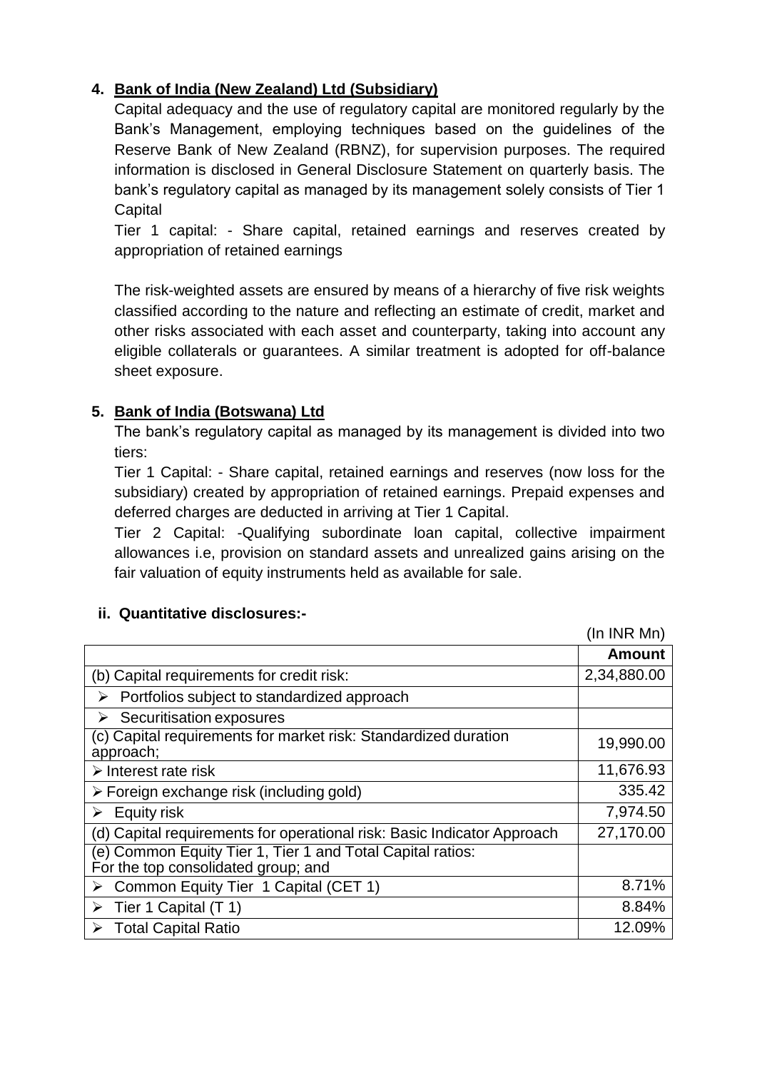4. **Bank of India (New Zealand) Ltd (Subsidiary)**

   Capital adequacy and the use of regulatory capital are monitored regularly by the Bank's Management, employing techniques based on the guidelines of the Reserve Bank of New Zealand (RBNZ), for supervision purposes. The required information is disclosed in General Disclosure Statement on quarterly basis. The bank's regulatory capital as managed by its management solely consists of Tier 1 Capital

   Tier 1 capital: - Share capital, retained earnings and reserves created by appropriation of retained earnings

   The risk-weighted assets are ensured by means of a hierarchy of five risk weights classified according to the nature and reflecting an estimate of credit, market and other risks associated with each asset and counterparty, taking into account any eligible collaterals or guarantees. A similar treatment is adopted for off-balance sheet exposure.

5. **Bank of India (Botswana) Ltd**

   The bank's regulatory capital as managed by its management is divided into two tiers:

   Tier 1 Capital: - Share capital, retained earnings and reserves (now loss for the subsidiary) created by appropriation of retained earnings. Prepaid expenses and deferred charges are deducted in arriving at Tier 1 Capital.

   Tier 2 Capital: -Qualifying subordinate loan capital, collective impairment allowances i.e, provision on standard assets and unrealized gains arising on the fair valuation of equity instruments held as available for sale.

**ii. Quantitative disclosures:-**

(In INR Mn)

| | **Amount** |
|---|---|
| (b) Capital requirements for credit risk: | 2,34,880.00 |
| ➢ Portfolios subject to standardized approach | |
| ➢ Securitisation exposures | |
| (c) Capital requirements for market risk: Standardized duration approach; | 19,990.00 |
| ➢ Interest rate risk | 11,676.93 |
| ➢ Foreign exchange risk (including gold) | 335.42 |
| ➢ Equity risk | 7,974.50 |
| (d) Capital requirements for operational risk: Basic Indicator Approach | 27,170.00 |
| (e) Common Equity Tier 1, Tier 1 and Total Capital ratios: For the top consolidated group; and | |
| ➢ Common Equity Tier 1 Capital (CET 1) | 8.71% |
| ➢ Tier 1 Capital (T 1) | 8.84% |
| ➢ Total Capital Ratio | 12.09% |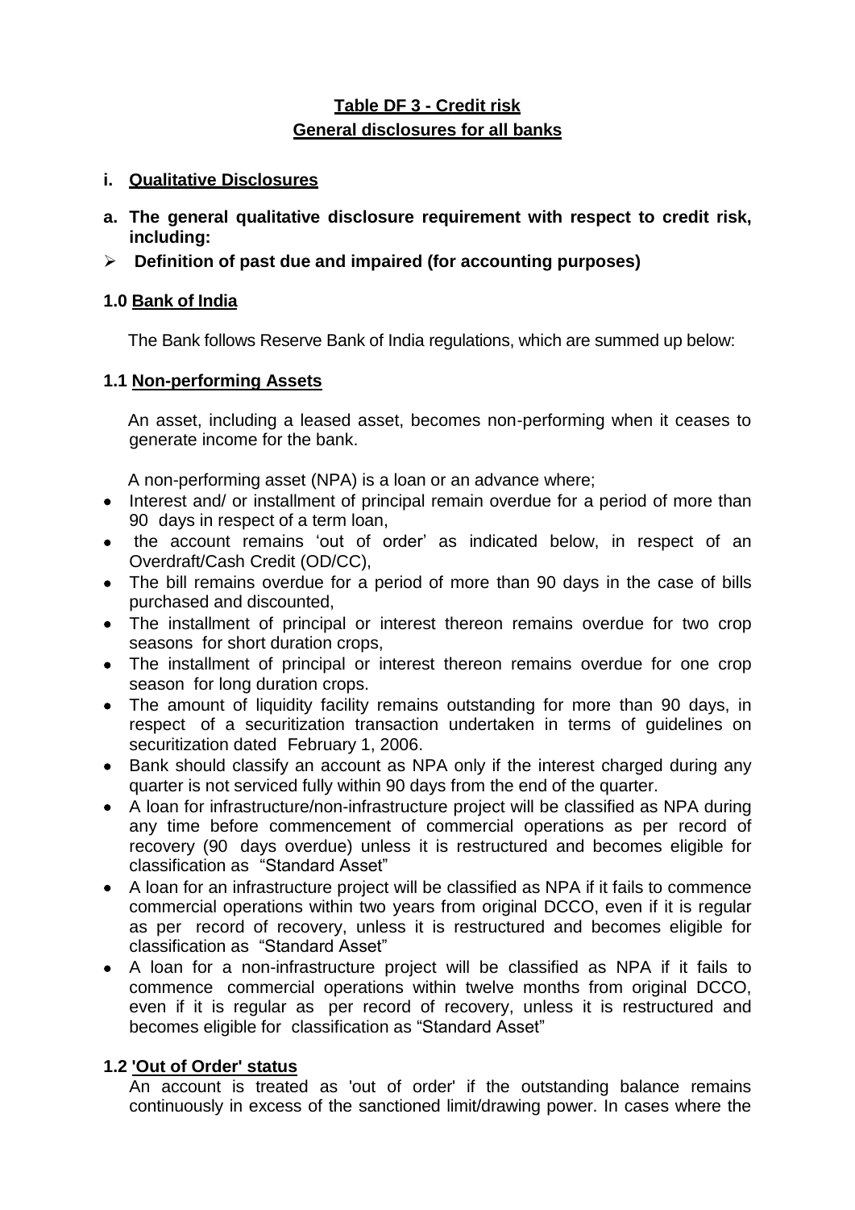# **Table DF 3 - Credit risk**

## **General disclosures for all banks**

**i. Qualitative Disclosures**

**a. The general qualitative disclosure requirement with respect to credit risk, including:**

- **Definition of past due and impaired (for accounting purposes)**

### **1.0 Bank of India**

The Bank follows Reserve Bank of India regulations, which are summed up below:

### **1.1 Non-performing Assets**

An asset, including a leased asset, becomes non-performing when it ceases to generate income for the bank.

A non-performing asset (NPA) is a loan or an advance where;

- Interest and/ or installment of principal remain overdue for a period of more than 90 days in respect of a term loan,
- the account remains 'out of order' as indicated below, in respect of an Overdraft/Cash Credit (OD/CC),
- The bill remains overdue for a period of more than 90 days in the case of bills purchased and discounted,
- The installment of principal or interest thereon remains overdue for two crop seasons for short duration crops,
- The installment of principal or interest thereon remains overdue for one crop season for long duration crops.
- The amount of liquidity facility remains outstanding for more than 90 days, in respect of a securitization transaction undertaken in terms of guidelines on securitization dated February 1, 2006.
- Bank should classify an account as NPA only if the interest charged during any quarter is not serviced fully within 90 days from the end of the quarter.
- A loan for infrastructure/non-infrastructure project will be classified as NPA during any time before commencement of commercial operations as per record of recovery (90 days overdue) unless it is restructured and becomes eligible for classification as "Standard Asset"
- A loan for an infrastructure project will be classified as NPA if it fails to commence commercial operations within two years from original DCCO, even if it is regular as per record of recovery, unless it is restructured and becomes eligible for classification as "Standard Asset"
- A loan for a non-infrastructure project will be classified as NPA if it fails to commence commercial operations within twelve months from original DCCO, even if it is regular as per record of recovery, unless it is restructured and becomes eligible for classification as "Standard Asset"

### **1.2 'Out of Order' status**

An account is treated as 'out of order' if the outstanding balance remains continuously in excess of the sanctioned limit/drawing power. In cases where the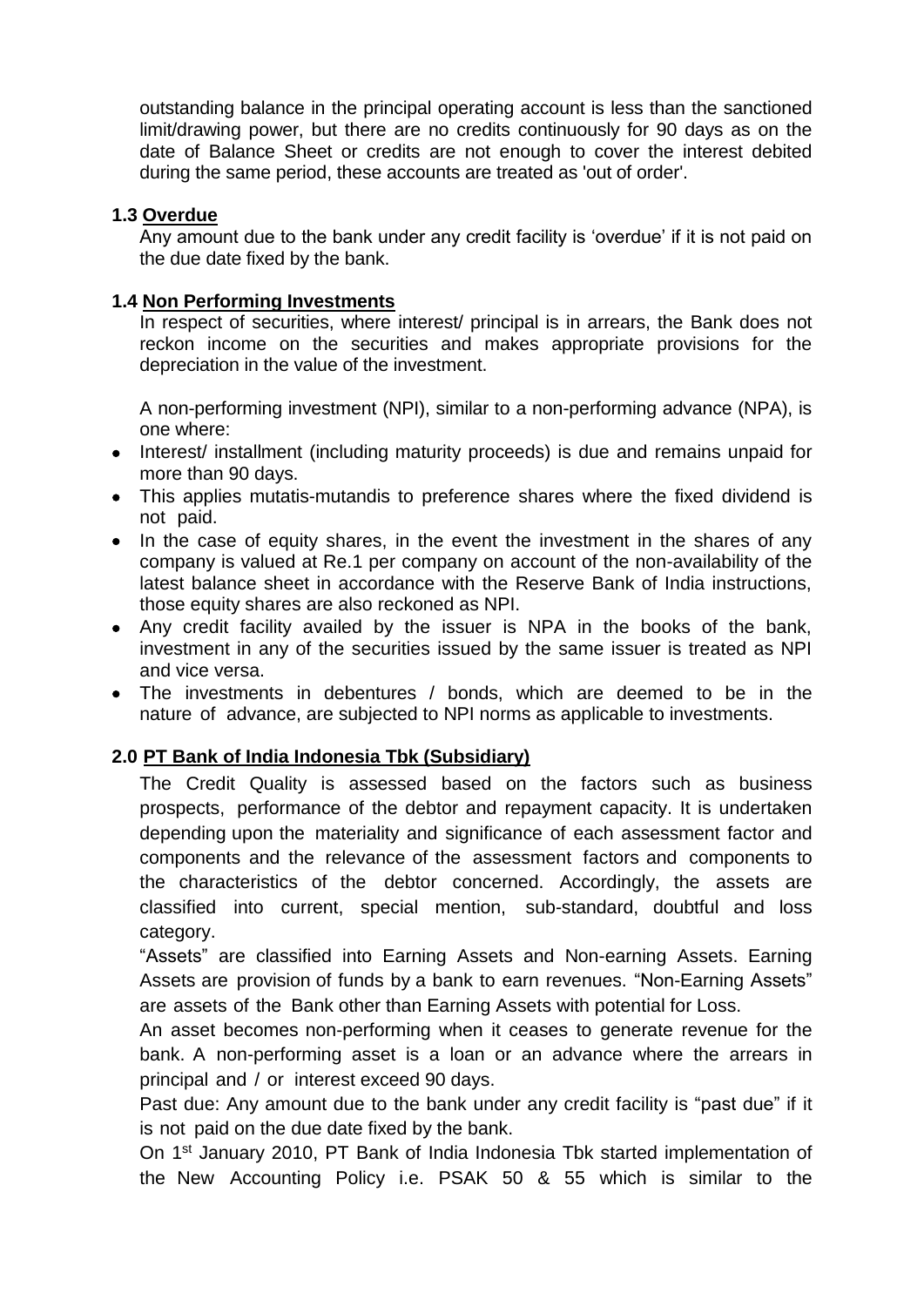outstanding balance in the principal operating account is less than the sanctioned limit/drawing power, but there are no credits continuously for 90 days as on the date of Balance Sheet or credits are not enough to cover the interest debited during the same period, these accounts are treated as 'out of order'.

### 1.3 Overdue

Any amount due to the bank under any credit facility is 'overdue' if it is not paid on the due date fixed by the bank.

### 1.4 Non Performing Investments

In respect of securities, where interest/ principal is in arrears, the Bank does not reckon income on the securities and makes appropriate provisions for the depreciation in the value of the investment.

A non-performing investment (NPI), similar to a non-performing advance (NPA), is one where:

- Interest/ installment (including maturity proceeds) is due and remains unpaid for more than 90 days.
- This applies mutatis-mutandis to preference shares where the fixed dividend is not paid.
- In the case of equity shares, in the event the investment in the shares of any company is valued at Re.1 per company on account of the non-availability of the latest balance sheet in accordance with the Reserve Bank of India instructions, those equity shares are also reckoned as NPI.
- Any credit facility availed by the issuer is NPA in the books of the bank, investment in any of the securities issued by the same issuer is treated as NPI and vice versa.
- The investments in debentures / bonds, which are deemed to be in the nature of advance, are subjected to NPI norms as applicable to investments.

## 2.0 PT Bank of India Indonesia Tbk (Subsidiary)

The Credit Quality is assessed based on the factors such as business prospects, performance of the debtor and repayment capacity. It is undertaken depending upon the materiality and significance of each assessment factor and components and the relevance of the assessment factors and components to the characteristics of the debtor concerned. Accordingly, the assets are classified into current, special mention, sub-standard, doubtful and loss category.

"Assets" are classified into Earning Assets and Non-earning Assets. Earning Assets are provision of funds by a bank to earn revenues. "Non-Earning Assets" are assets of the Bank other than Earning Assets with potential for Loss.

An asset becomes non-performing when it ceases to generate revenue for the bank. A non-performing asset is a loan or an advance where the arrears in principal and / or interest exceed 90 days.

Past due: Any amount due to the bank under any credit facility is "past due" if it is not paid on the due date fixed by the bank.

On 1st January 2010, PT Bank of India Indonesia Tbk started implementation of the New Accounting Policy i.e. PSAK 50 & 55 which is similar to the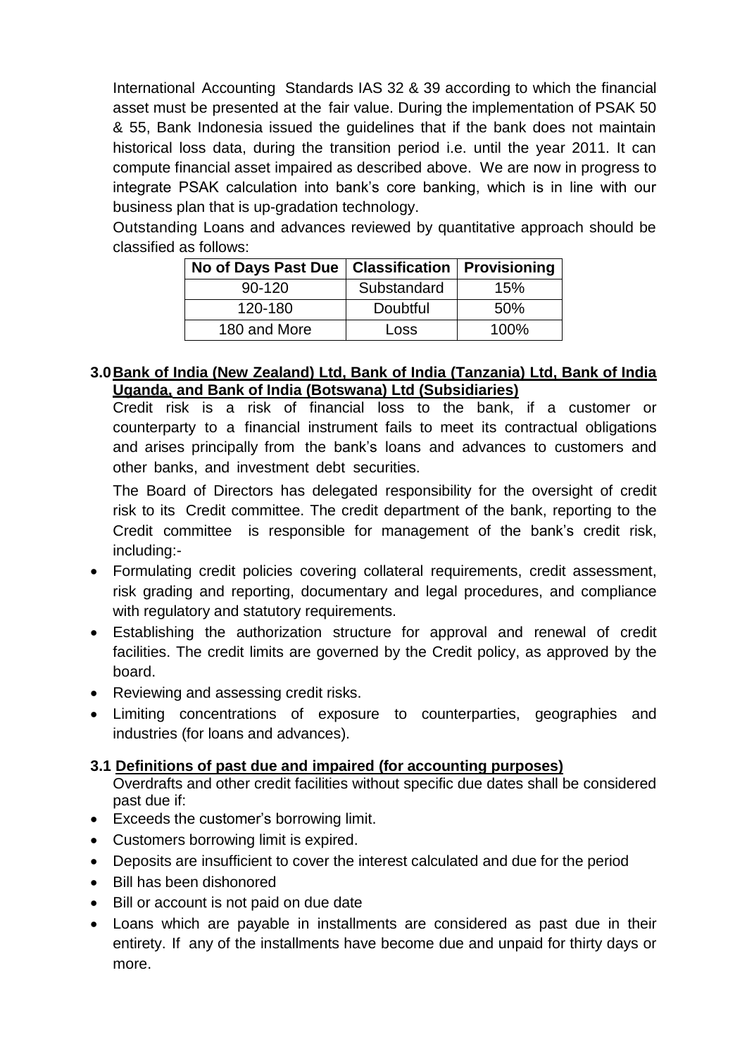International Accounting Standards IAS 32 & 39 according to which the financial asset must be presented at the fair value. During the implementation of PSAK 50 & 55, Bank Indonesia issued the guidelines that if the bank does not maintain historical loss data, during the transition period i.e. until the year 2011. It can compute financial asset impaired as described above. We are now in progress to integrate PSAK calculation into bank's core banking, which is in line with our business plan that is up-gradation technology.

Outstanding Loans and advances reviewed by quantitative approach should be classified as follows:

| No of Days Past Due | Classification | Provisioning |
|---|---|---|
| 90-120 | Substandard | 15% |
| 120-180 | Doubtful | 50% |
| 180 and More | Loss | 100% |

## 3.0 Bank of India (New Zealand) Ltd, Bank of India (Tanzania) Ltd, Bank of India Uganda, and Bank of India (Botswana) Ltd (Subsidiaries)

Credit risk is a risk of financial loss to the bank, if a customer or counterparty to a financial instrument fails to meet its contractual obligations and arises principally from the bank's loans and advances to customers and other banks, and investment debt securities.

The Board of Directors has delegated responsibility for the oversight of credit risk to its Credit committee. The credit department of the bank, reporting to the Credit committee is responsible for management of the bank's credit risk, including:-

- Formulating credit policies covering collateral requirements, credit assessment, risk grading and reporting, documentary and legal procedures, and compliance with regulatory and statutory requirements.
- Establishing the authorization structure for approval and renewal of credit facilities. The credit limits are governed by the Credit policy, as approved by the board.
- Reviewing and assessing credit risks.
- Limiting concentrations of exposure to counterparties, geographies and industries (for loans and advances).

### 3.1 Definitions of past due and impaired (for accounting purposes)

Overdrafts and other credit facilities without specific due dates shall be considered past due if:

- Exceeds the customer's borrowing limit.
- Customers borrowing limit is expired.
- Deposits are insufficient to cover the interest calculated and due for the period
- Bill has been dishonored
- Bill or account is not paid on due date
- Loans which are payable in installments are considered as past due in their entirety. If any of the installments have become due and unpaid for thirty days or more.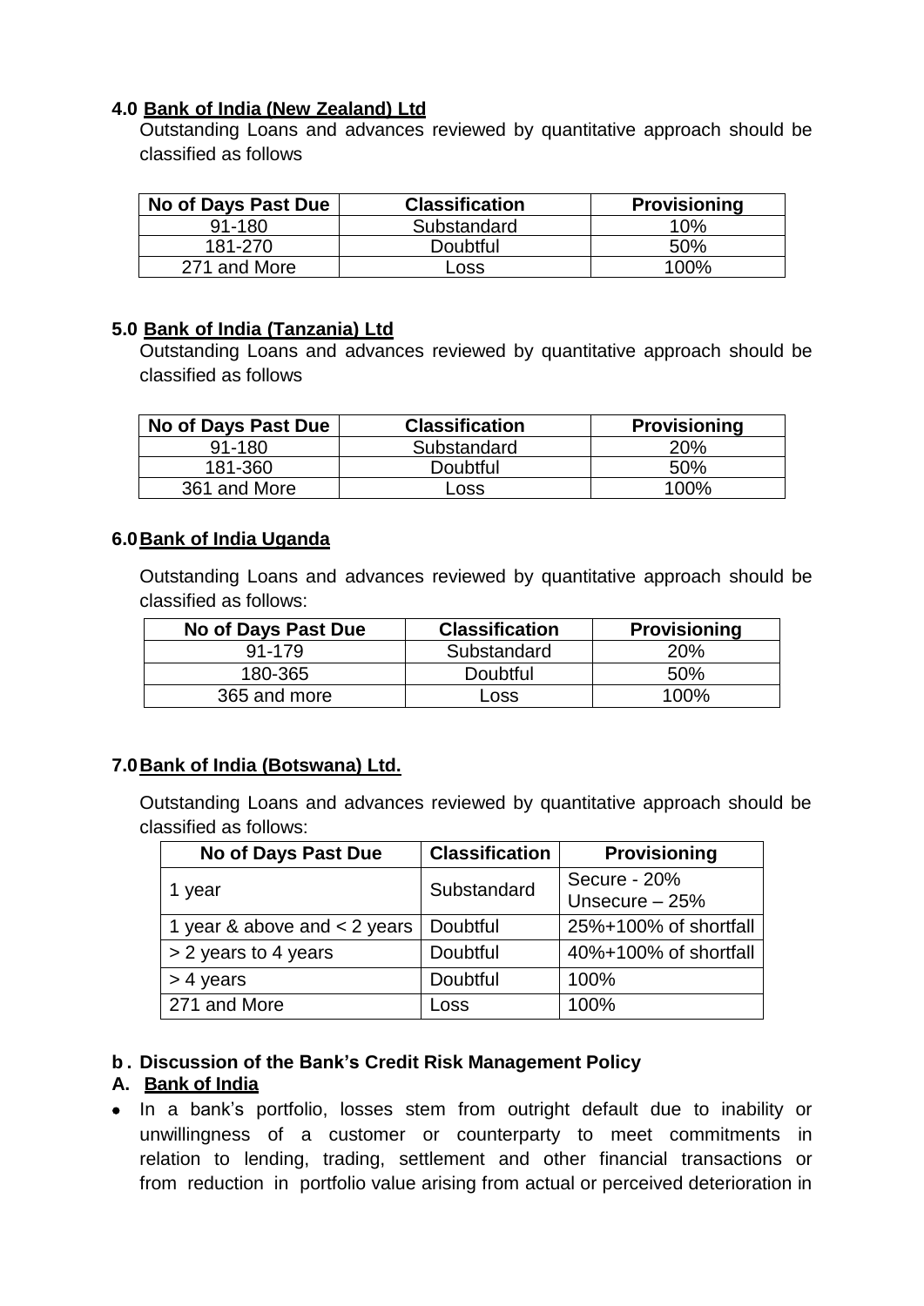**4.0 Bank of India (New Zealand) Ltd**

Outstanding Loans and advances reviewed by quantitative approach should be classified as follows

| No of Days Past Due | Classification | Provisioning |
|---|---|---|
| 91-180 | Substandard | 10% |
| 181-270 | Doubtful | 50% |
| 271 and More | Loss | 100% |

**5.0 Bank of India (Tanzania) Ltd**

Outstanding Loans and advances reviewed by quantitative approach should be classified as follows

| No of Days Past Due | Classification | Provisioning |
|---|---|---|
| 91-180 | Substandard | 20% |
| 181-360 | Doubtful | 50% |
| 361 and More | Loss | 100% |

**6.0 Bank of India Uganda**

Outstanding Loans and advances reviewed by quantitative approach should be classified as follows:

| No of Days Past Due | Classification | Provisioning |
|---|---|---|
| 91-179 | Substandard | 20% |
| 180-365 | Doubtful | 50% |
| 365 and more | Loss | 100% |

**7.0 Bank of India (Botswana) Ltd.**

Outstanding Loans and advances reviewed by quantitative approach should be classified as follows:

| No of Days Past Due | Classification | Provisioning |
|---|---|---|
| 1 year | Substandard | Secure - 20% Unsecure – 25% |
| 1 year & above and < 2 years | Doubtful | 25%+100% of shortfall |
| > 2 years to 4 years | Doubtful | 40%+100% of shortfall |
| > 4 years | Doubtful | 100% |
| 271 and More | Loss | 100% |

**b. Discussion of the Bank's Credit Risk Management Policy**

**A. Bank of India**

- In a bank's portfolio, losses stem from outright default due to inability or unwillingness of a customer or counterparty to meet commitments in relation to lending, trading, settlement and other financial transactions or from reduction in portfolio value arising from actual or perceived deterioration in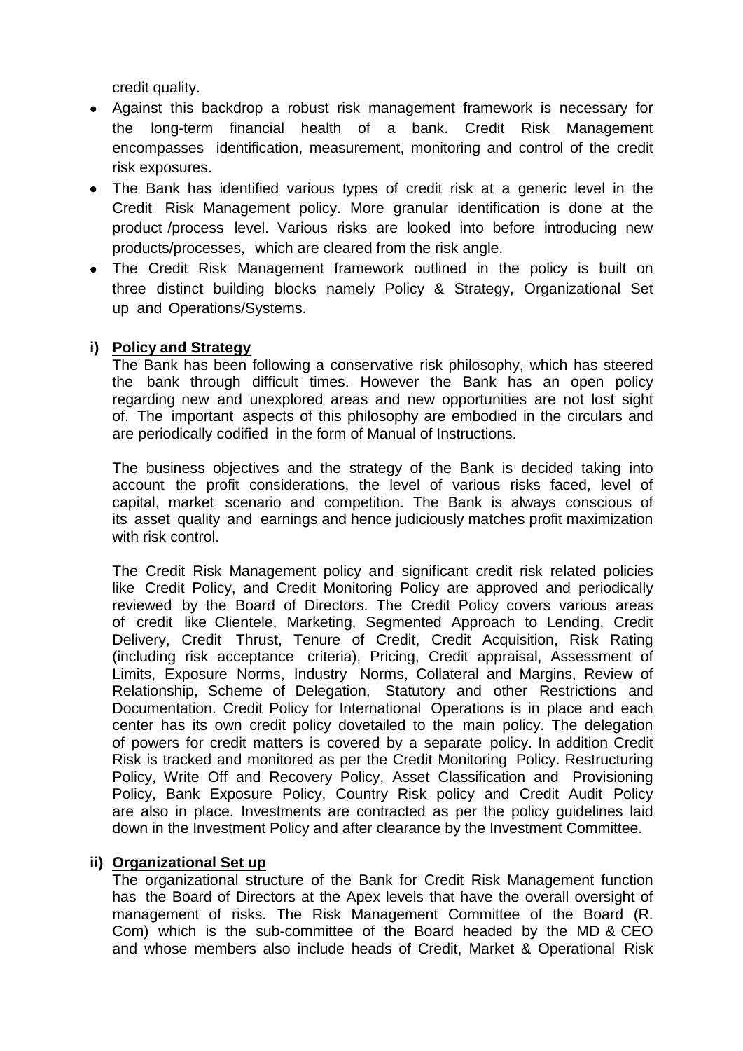credit quality.

- Against this backdrop a robust risk management framework is necessary for the long-term financial health of a bank. Credit Risk Management encompasses identification, measurement, monitoring and control of the credit risk exposures.
- The Bank has identified various types of credit risk at a generic level in the Credit Risk Management policy. More granular identification is done at the product /process level. Various risks are looked into before introducing new products/processes, which are cleared from the risk angle.
- The Credit Risk Management framework outlined in the policy is built on three distinct building blocks namely Policy & Strategy, Organizational Set up and Operations/Systems.

**i) <u>Policy and Strategy</u>**

The Bank has been following a conservative risk philosophy, which has steered the bank through difficult times. However the Bank has an open policy regarding new and unexplored areas and new opportunities are not lost sight of. The important aspects of this philosophy are embodied in the circulars and are periodically codified in the form of Manual of Instructions.

The business objectives and the strategy of the Bank is decided taking into account the profit considerations, the level of various risks faced, level of capital, market scenario and competition. The Bank is always conscious of its asset quality and earnings and hence judiciously matches profit maximization with risk control.

The Credit Risk Management policy and significant credit risk related policies like Credit Policy, and Credit Monitoring Policy are approved and periodically reviewed by the Board of Directors. The Credit Policy covers various areas of credit like Clientele, Marketing, Segmented Approach to Lending, Credit Delivery, Credit Thrust, Tenure of Credit, Credit Acquisition, Risk Rating (including risk acceptance criteria), Pricing, Credit appraisal, Assessment of Limits, Exposure Norms, Industry Norms, Collateral and Margins, Review of Relationship, Scheme of Delegation, Statutory and other Restrictions and Documentation. Credit Policy for International Operations is in place and each center has its own credit policy dovetailed to the main policy. The delegation of powers for credit matters is covered by a separate policy. In addition Credit Risk is tracked and monitored as per the Credit Monitoring Policy. Restructuring Policy, Write Off and Recovery Policy, Asset Classification and Provisioning Policy, Bank Exposure Policy, Country Risk policy and Credit Audit Policy are also in place. Investments are contracted as per the policy guidelines laid down in the Investment Policy and after clearance by the Investment Committee.

**ii) <u>Organizational Set up</u>**

The organizational structure of the Bank for Credit Risk Management function has the Board of Directors at the Apex levels that have the overall oversight of management of risks. The Risk Management Committee of the Board (R. Com) which is the sub-committee of the Board headed by the MD & CEO and whose members also include heads of Credit, Market & Operational Risk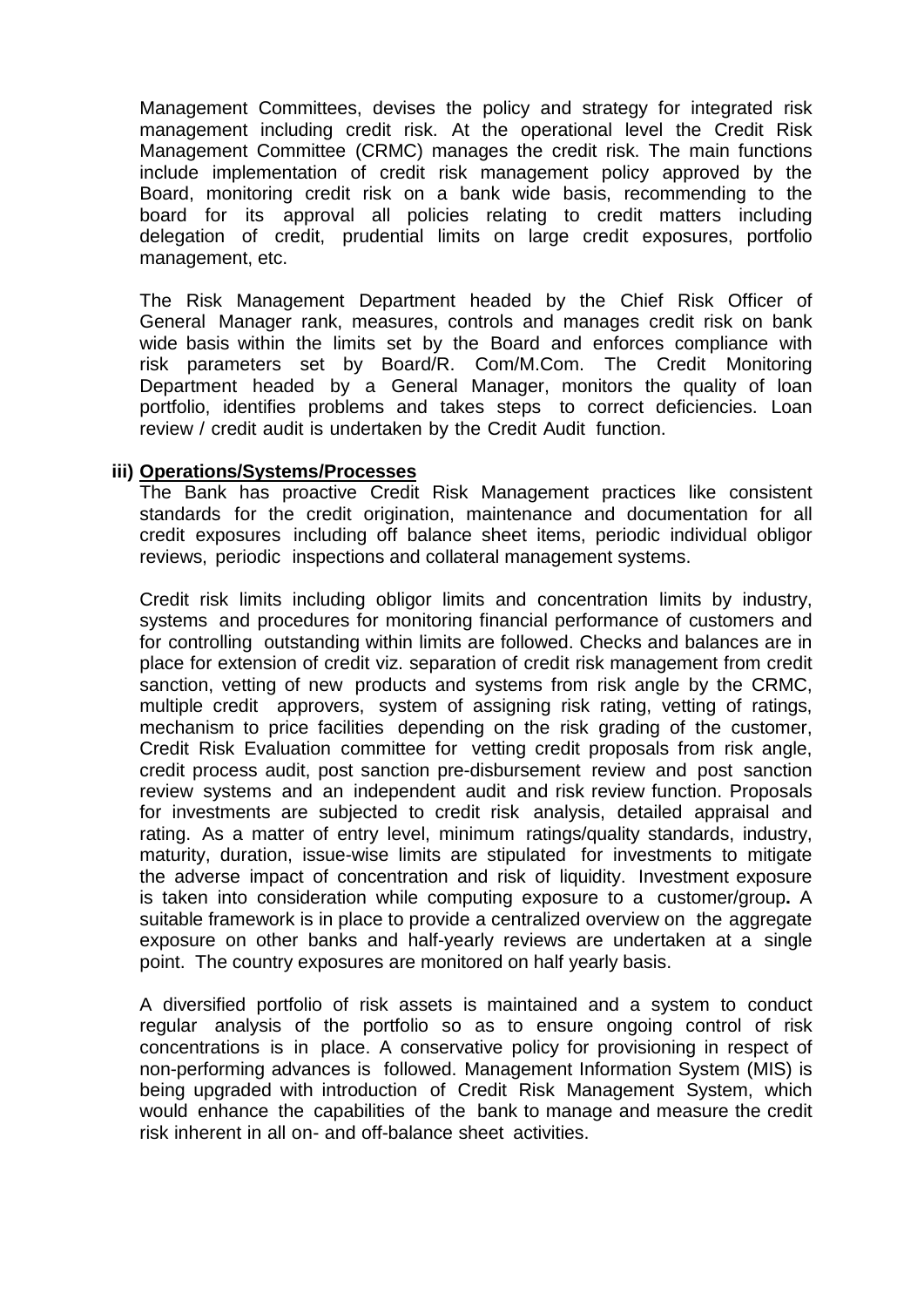Management Committees, devises the policy and strategy for integrated risk management including credit risk. At the operational level the Credit Risk Management Committee (CRMC) manages the credit risk. The main functions include implementation of credit risk management policy approved by the Board, monitoring credit risk on a bank wide basis, recommending to the board for its approval all policies relating to credit matters including delegation of credit, prudential limits on large credit exposures, portfolio management, etc.

The Risk Management Department headed by the Chief Risk Officer of General Manager rank, measures, controls and manages credit risk on bank wide basis within the limits set by the Board and enforces compliance with risk parameters set by Board/R. Com/M.Com. The Credit Monitoring Department headed by a General Manager, monitors the quality of loan portfolio, identifies problems and takes steps to correct deficiencies. Loan review / credit audit is undertaken by the Credit Audit function.

**iii) Operations/Systems/Processes**

The Bank has proactive Credit Risk Management practices like consistent standards for the credit origination, maintenance and documentation for all credit exposures including off balance sheet items, periodic individual obligor reviews, periodic inspections and collateral management systems.

Credit risk limits including obligor limits and concentration limits by industry, systems and procedures for monitoring financial performance of customers and for controlling outstanding within limits are followed. Checks and balances are in place for extension of credit viz. separation of credit risk management from credit sanction, vetting of new products and systems from risk angle by the CRMC, multiple credit approvers, system of assigning risk rating, vetting of ratings, mechanism to price facilities depending on the risk grading of the customer, Credit Risk Evaluation committee for vetting credit proposals from risk angle, credit process audit, post sanction pre-disbursement review and post sanction review systems and an independent audit and risk review function. Proposals for investments are subjected to credit risk analysis, detailed appraisal and rating. As a matter of entry level, minimum ratings/quality standards, industry, maturity, duration, issue-wise limits are stipulated for investments to mitigate the adverse impact of concentration and risk of liquidity. Investment exposure is taken into consideration while computing exposure to a customer/group**.** A suitable framework is in place to provide a centralized overview on the aggregate exposure on other banks and half-yearly reviews are undertaken at a single point. The country exposures are monitored on half yearly basis.

A diversified portfolio of risk assets is maintained and a system to conduct regular analysis of the portfolio so as to ensure ongoing control of risk concentrations is in place. A conservative policy for provisioning in respect of non-performing advances is followed. Management Information System (MIS) is being upgraded with introduction of Credit Risk Management System, which would enhance the capabilities of the bank to manage and measure the credit risk inherent in all on- and off-balance sheet activities.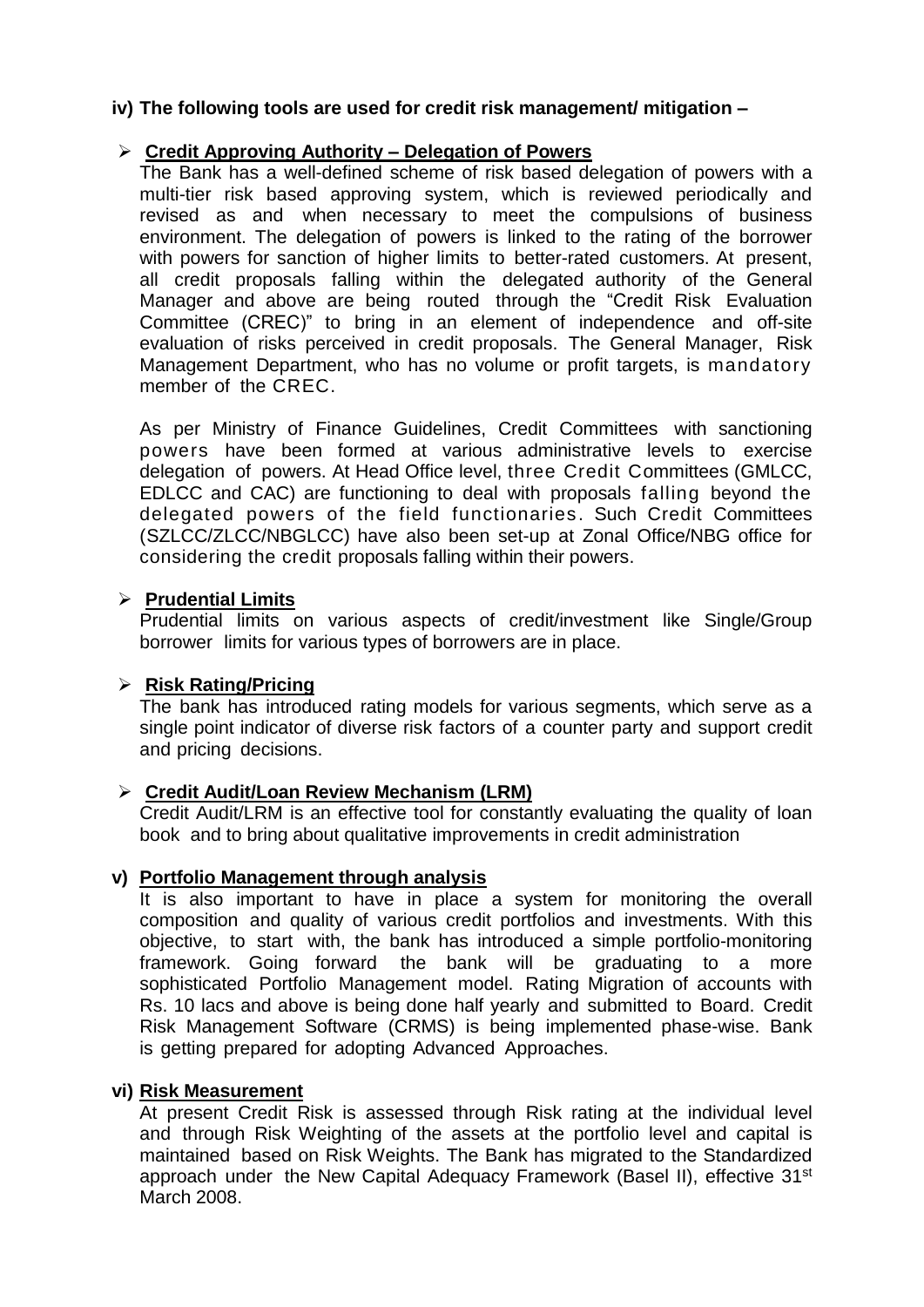**iv) The following tools are used for credit risk management/ mitigation –**

- **<u>Credit Approving Authority – Delegation of Powers</u>**

  The Bank has a well-defined scheme of risk based delegation of powers with a multi-tier risk based approving system, which is reviewed periodically and revised as and when necessary to meet the compulsions of business environment. The delegation of powers is linked to the rating of the borrower with powers for sanction of higher limits to better-rated customers. At present, all credit proposals falling within the delegated authority of the General Manager and above are being routed through the "Credit Risk Evaluation Committee (CREC)" to bring in an element of independence and off-site evaluation of risks perceived in credit proposals. The General Manager, Risk Management Department, who has no volume or profit targets, is mandatory member of the CREC.

  As per Ministry of Finance Guidelines, Credit Committees with sanctioning powers have been formed at various administrative levels to exercise delegation of powers. At Head Office level, three Credit Committees (GMLCC, EDLCC and CAC) are functioning to deal with proposals falling beyond the delegated powers of the field functionaries. Such Credit Committees (SZLCC/ZLCC/NBGLCC) have also been set-up at Zonal Office/NBG office for considering the credit proposals falling within their powers.

- **<u>Prudential Limits</u>**

  Prudential limits on various aspects of credit/investment like Single/Group borrower limits for various types of borrowers are in place.

- **<u>Risk Rating/Pricing</u>**

  The bank has introduced rating models for various segments, which serve as a single point indicator of diverse risk factors of a counter party and support credit and pricing decisions.

- **<u>Credit Audit/Loan Review Mechanism (LRM)</u>**

  Credit Audit/LRM is an effective tool for constantly evaluating the quality of loan book and to bring about qualitative improvements in credit administration

**v) <u>Portfolio Management through analysis</u>**

It is also important to have in place a system for monitoring the overall composition and quality of various credit portfolios and investments. With this objective, to start with, the bank has introduced a simple portfolio-monitoring framework. Going forward the bank will be graduating to a more sophisticated Portfolio Management model. Rating Migration of accounts with Rs. 10 lacs and above is being done half yearly and submitted to Board. Credit Risk Management Software (CRMS) is being implemented phase-wise. Bank is getting prepared for adopting Advanced Approaches.

**vi) <u>Risk Measurement</u>**

At present Credit Risk is assessed through Risk rating at the individual level and through Risk Weighting of the assets at the portfolio level and capital is maintained based on Risk Weights. The Bank has migrated to the Standardized approach under the New Capital Adequacy Framework (Basel II), effective 31st March 2008.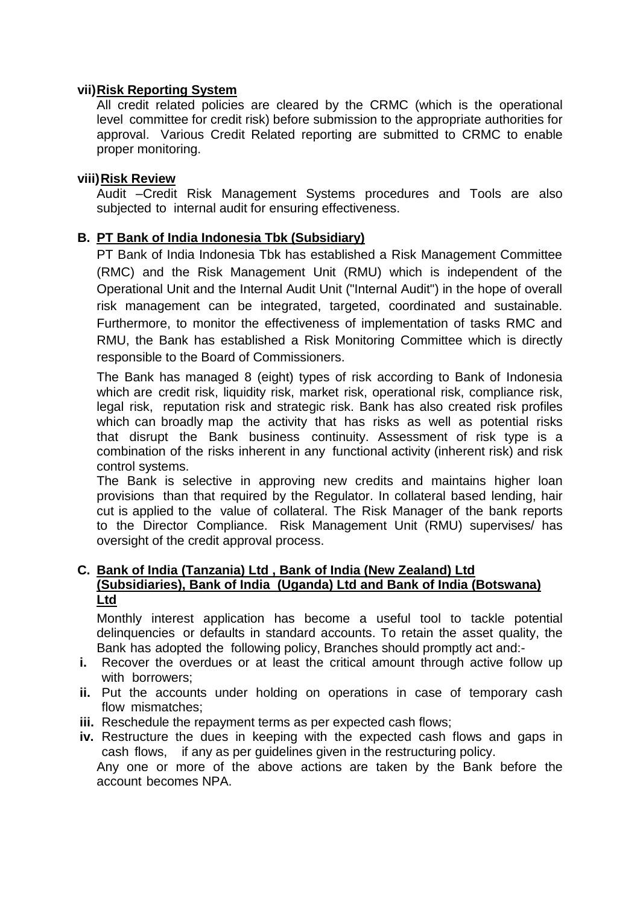**vii) Risk Reporting System**

All credit related policies are cleared by the CRMC (which is the operational level committee for credit risk) before submission to the appropriate authorities for approval. Various Credit Related reporting are submitted to CRMC to enable proper monitoring.

**viii) Risk Review**

Audit –Credit Risk Management Systems procedures and Tools are also subjected to internal audit for ensuring effectiveness.

**B. PT Bank of India Indonesia Tbk (Subsidiary)**

PT Bank of India Indonesia Tbk has established a Risk Management Committee (RMC) and the Risk Management Unit (RMU) which is independent of the Operational Unit and the Internal Audit Unit ("Internal Audit") in the hope of overall risk management can be integrated, targeted, coordinated and sustainable. Furthermore, to monitor the effectiveness of implementation of tasks RMC and RMU, the Bank has established a Risk Monitoring Committee which is directly responsible to the Board of Commissioners.

The Bank has managed 8 (eight) types of risk according to Bank of Indonesia which are credit risk, liquidity risk, market risk, operational risk, compliance risk, legal risk, reputation risk and strategic risk. Bank has also created risk profiles which can broadly map the activity that has risks as well as potential risks that disrupt the Bank business continuity. Assessment of risk type is a combination of the risks inherent in any functional activity (inherent risk) and risk control systems.

The Bank is selective in approving new credits and maintains higher loan provisions than that required by the Regulator. In collateral based lending, hair cut is applied to the value of collateral. The Risk Manager of the bank reports to the Director Compliance. Risk Management Unit (RMU) supervises/ has oversight of the credit approval process.

**C. Bank of India (Tanzania) Ltd , Bank of India (New Zealand) Ltd (Subsidiaries), Bank of India (Uganda) Ltd and Bank of India (Botswana) Ltd**

Monthly interest application has become a useful tool to tackle potential delinquencies or defaults in standard accounts. To retain the asset quality, the Bank has adopted the following policy, Branches should promptly act and:-

- **i.** Recover the overdues or at least the critical amount through active follow up with borrowers;
- **ii.** Put the accounts under holding on operations in case of temporary cash flow mismatches;
- **iii.** Reschedule the repayment terms as per expected cash flows;
- **iv.** Restructure the dues in keeping with the expected cash flows and gaps in cash flows, if any as per guidelines given in the restructuring policy.

Any one or more of the above actions are taken by the Bank before the account becomes NPA.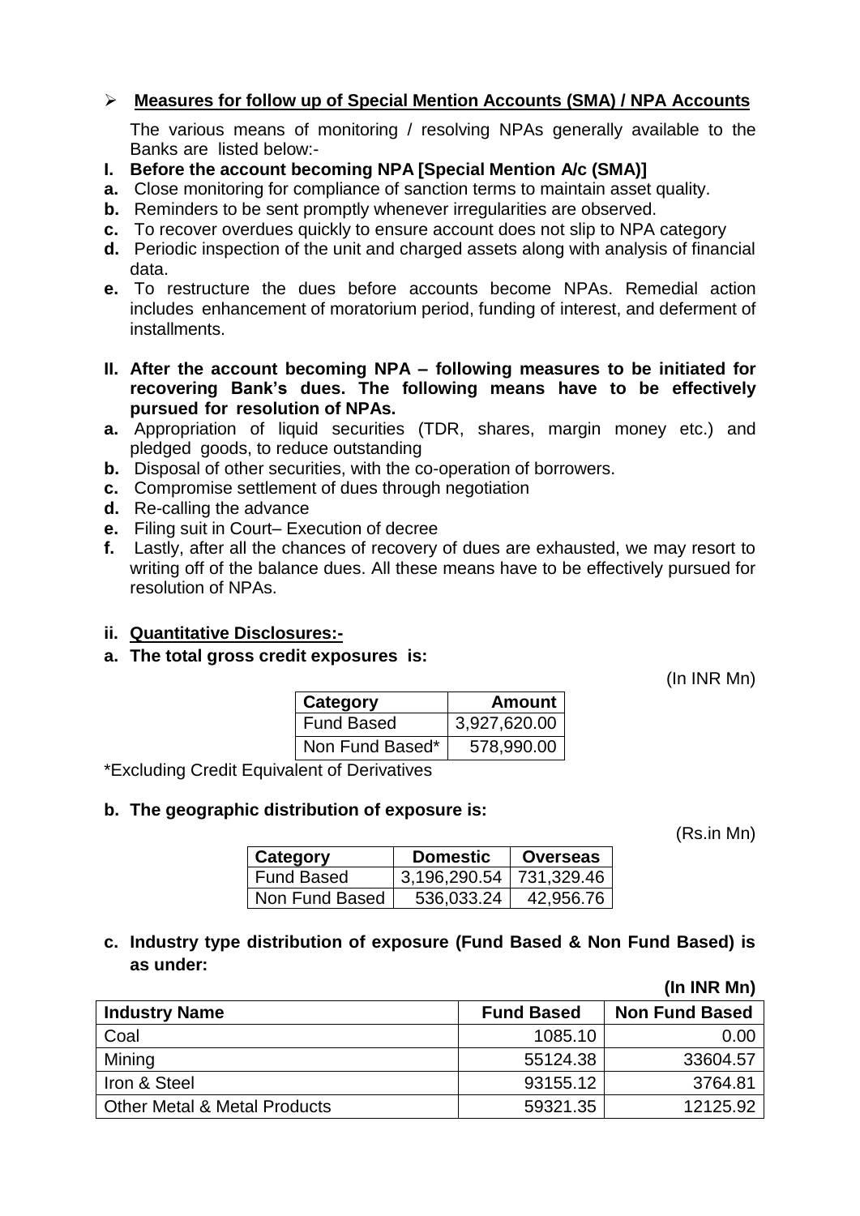## ➢ Measures for follow up of Special Mention Accounts (SMA) / NPA Accounts

The various means of monitoring / resolving NPAs generally available to the Banks are listed below:-

**I. Before the account becoming NPA [Special Mention A/c (SMA)]**

**a.** Close monitoring for compliance of sanction terms to maintain asset quality.

**b.** Reminders to be sent promptly whenever irregularities are observed.

**c.** To recover overdues quickly to ensure account does not slip to NPA category

**d.** Periodic inspection of the unit and charged assets along with analysis of financial data.

**e.** To restructure the dues before accounts become NPAs. Remedial action includes enhancement of moratorium period, funding of interest, and deferment of installments.

**II. After the account becoming NPA – following measures to be initiated for recovering Bank's dues. The following means have to be effectively pursued for resolution of NPAs.**

**a.** Appropriation of liquid securities (TDR, shares, margin money etc.) and pledged goods, to reduce outstanding

**b.** Disposal of other securities, with the co-operation of borrowers.

**c.** Compromise settlement of dues through negotiation

**d.** Re-calling the advance

**e.** Filing suit in Court– Execution of decree

**f.** Lastly, after all the chances of recovery of dues are exhausted, we may resort to writing off of the balance dues. All these means have to be effectively pursued for resolution of NPAs.

### ii. Quantitative Disclosures:-

**a. The total gross credit exposures is:**

(In INR Mn)

| Category | Amount |
|---|---|
| Fund Based | 3,927,620.00 |
| Non Fund Based* | 578,990.00 |

*Excluding Credit Equivalent of Derivatives

**b. The geographic distribution of exposure is:**

(Rs.in Mn)

| Category | Domestic | Overseas |
|---|---|---|
| Fund Based | 3,196,290.54 | 731,329.46 |
| Non Fund Based | 536,033.24 | 42,956.76 |

**c. Industry type distribution of exposure (Fund Based & Non Fund Based) is as under:**

**(In INR Mn)**

| Industry Name | Fund Based | Non Fund Based |
|---|---|---|
| Coal | 1085.10 | 0.00 |
| Mining | 55124.38 | 33604.57 |
| Iron & Steel | 93155.12 | 3764.81 |
| Other Metal & Metal Products | 59321.35 | 12125.92 |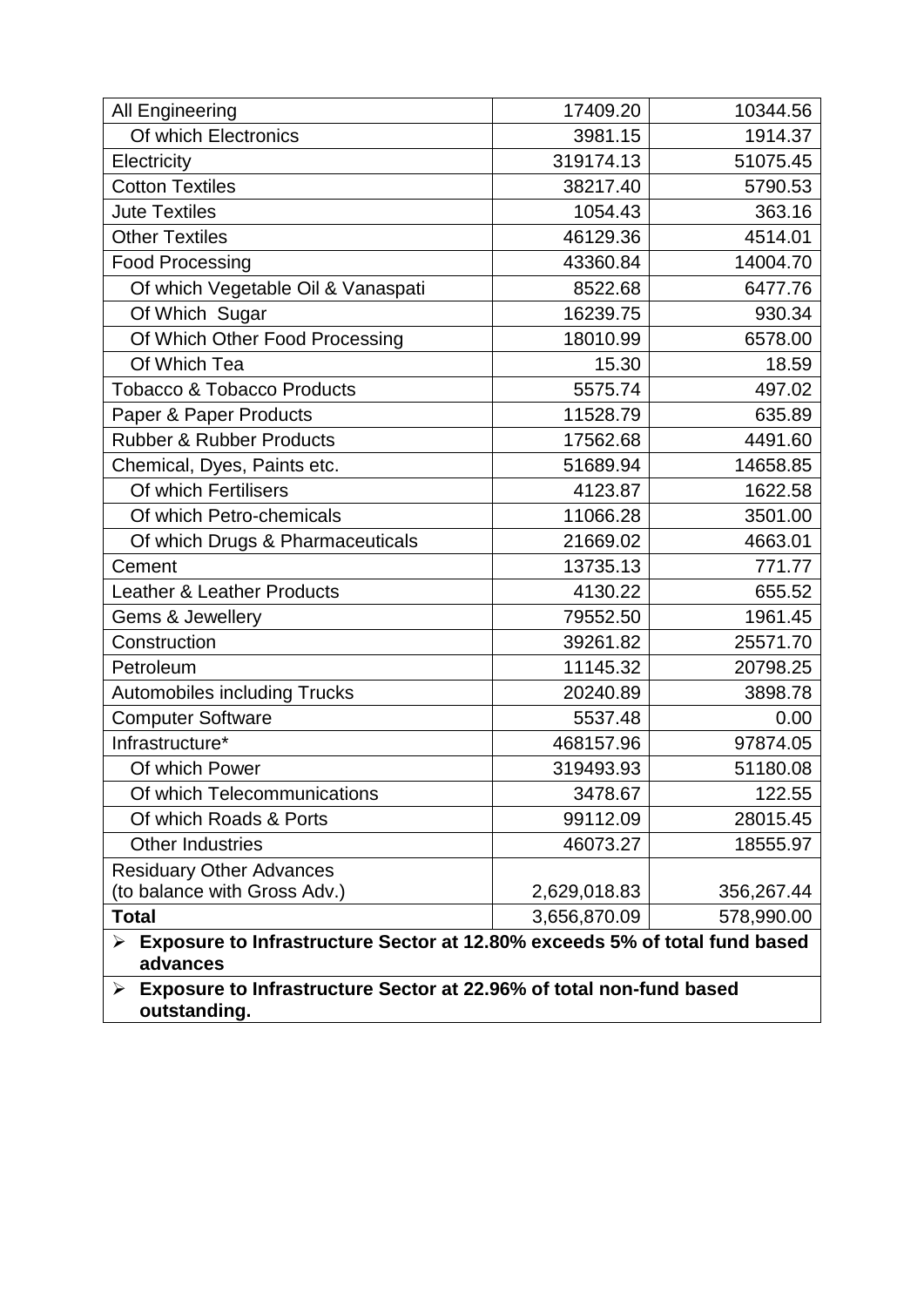| All Engineering | 17409.20 | 10344.56 |
|---|---|---|
| Of which Electronics | 3981.15 | 1914.37 |
| Electricity | 319174.13 | 51075.45 |
| Cotton Textiles | 38217.40 | 5790.53 |
| Jute Textiles | 1054.43 | 363.16 |
| Other Textiles | 46129.36 | 4514.01 |
| Food Processing | 43360.84 | 14004.70 |
| Of which Vegetable Oil & Vanaspati | 8522.68 | 6477.76 |
| Of Which Sugar | 16239.75 | 930.34 |
| Of Which Other Food Processing | 18010.99 | 6578.00 |
| Of Which Tea | 15.30 | 18.59 |
| Tobacco & Tobacco Products | 5575.74 | 497.02 |
| Paper & Paper Products | 11528.79 | 635.89 |
| Rubber & Rubber Products | 17562.68 | 4491.60 |
| Chemical, Dyes, Paints etc. | 51689.94 | 14658.85 |
| Of which Fertilisers | 4123.87 | 1622.58 |
| Of which Petro-chemicals | 11066.28 | 3501.00 |
| Of which Drugs & Pharmaceuticals | 21669.02 | 4663.01 |
| Cement | 13735.13 | 771.77 |
| Leather & Leather Products | 4130.22 | 655.52 |
| Gems & Jewellery | 79552.50 | 1961.45 |
| Construction | 39261.82 | 25571.70 |
| Petroleum | 11145.32 | 20798.25 |
| Automobiles including Trucks | 20240.89 | 3898.78 |
| Computer Software | 5537.48 | 0.00 |
| Infrastructure* | 468157.96 | 97874.05 |
| Of which Power | 319493.93 | 51180.08 |
| Of which Telecommunications | 3478.67 | 122.55 |
| Of which Roads & Ports | 99112.09 | 28015.45 |
| Other Industries | 46073.27 | 18555.97 |
| Residuary Other Advances (to balance with Gross Adv.) | 2,629,018.83 | 356,267.44 |
| **Total** | 3,656,870.09 | 578,990.00 |

- **Exposure to Infrastructure Sector at 12.80% exceeds 5% of total fund based advances**
- **Exposure to Infrastructure Sector at 22.96% of total non-fund based outstanding.**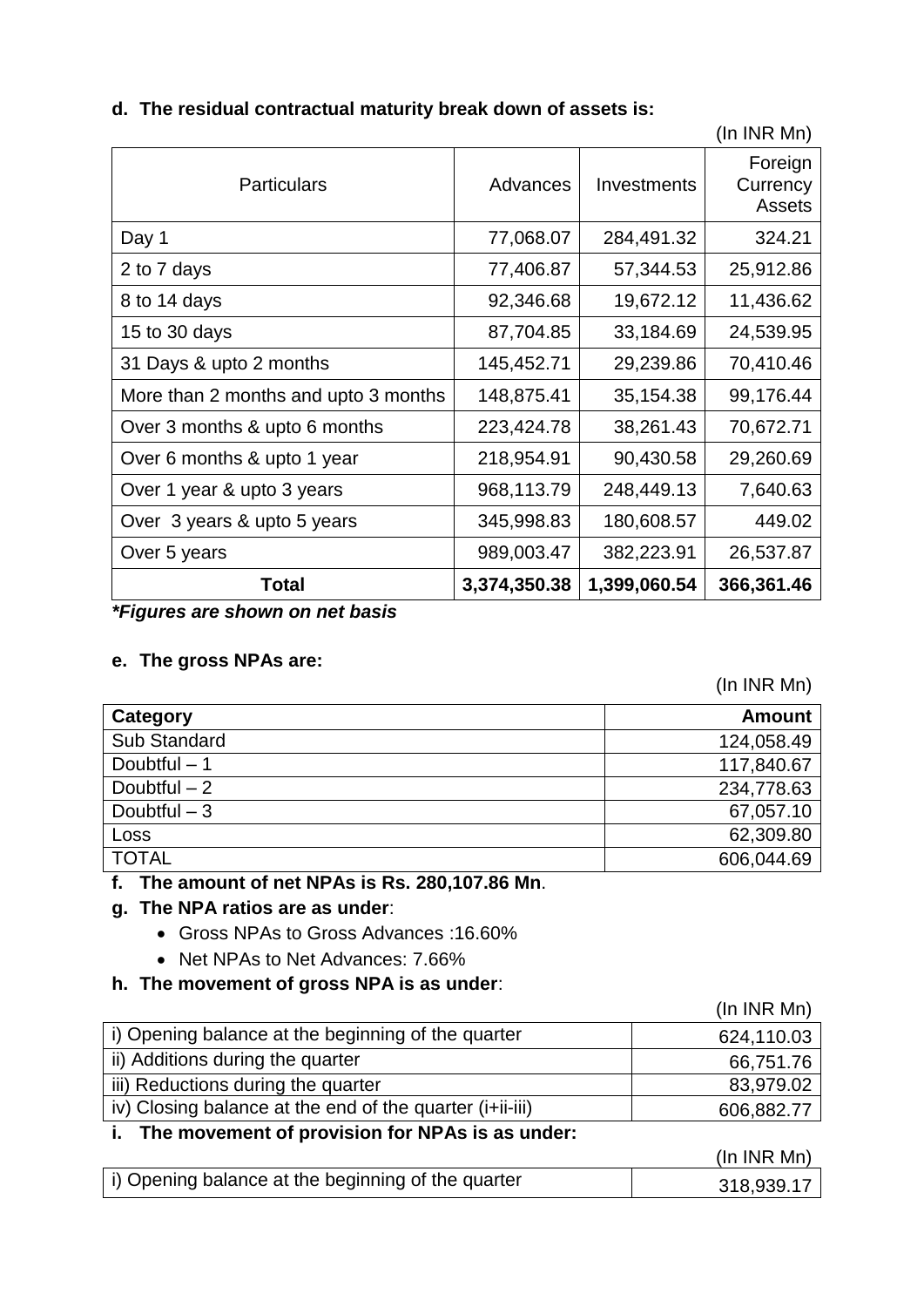**d. The residual contractual maturity break down of assets is:**

(In INR Mn)

| Particulars | Advances | Investments | Foreign Currency Assets |
|---|---|---|---|
| Day 1 | 77,068.07 | 284,491.32 | 324.21 |
| 2 to 7 days | 77,406.87 | 57,344.53 | 25,912.86 |
| 8 to 14 days | 92,346.68 | 19,672.12 | 11,436.62 |
| 15 to 30 days | 87,704.85 | 33,184.69 | 24,539.95 |
| 31 Days & upto 2 months | 145,452.71 | 29,239.86 | 70,410.46 |
| More than 2 months and upto 3 months | 148,875.41 | 35,154.38 | 99,176.44 |
| Over 3 months & upto 6 months | 223,424.78 | 38,261.43 | 70,672.71 |
| Over 6 months & upto 1 year | 218,954.91 | 90,430.58 | 29,260.69 |
| Over 1 year & upto 3 years | 968,113.79 | 248,449.13 | 7,640.63 |
| Over 3 years & upto 5 years | 345,998.83 | 180,608.57 | 449.02 |
| Over 5 years | 989,003.47 | 382,223.91 | 26,537.87 |
| **Total** | **3,374,350.38** | **1,399,060.54** | **366,361.46** |

***Figures are shown on net basis***

**e. The gross NPAs are:**

(In INR Mn)

| **Category** | **Amount** |
|---|---|
| Sub Standard | 124,058.49 |
| Doubtful – 1 | 117,840.67 |
| Doubtful – 2 | 234,778.63 |
| Doubtful – 3 | 67,057.10 |
| Loss | 62,309.80 |
| TOTAL | 606,044.69 |

**f. The amount of net NPAs is Rs. 280,107.86 Mn**.

**g. The NPA ratios are as under**:

- Gross NPAs to Gross Advances :16.60%
- Net NPAs to Net Advances: 7.66%

**h. The movement of gross NPA is as under**:

(In INR Mn)

| | |
|---|---|
| i) Opening balance at the beginning of the quarter | 624,110.03 |
| ii) Additions during the quarter | 66,751.76 |
| iii) Reductions during the quarter | 83,979.02 |
| iv) Closing balance at the end of the quarter (i+ii-iii) | 606,882.77 |

**i. The movement of provision for NPAs is as under:**

(In INR Mn)

| | |
|---|---|
| i) Opening balance at the beginning of the quarter | 318,939.17 |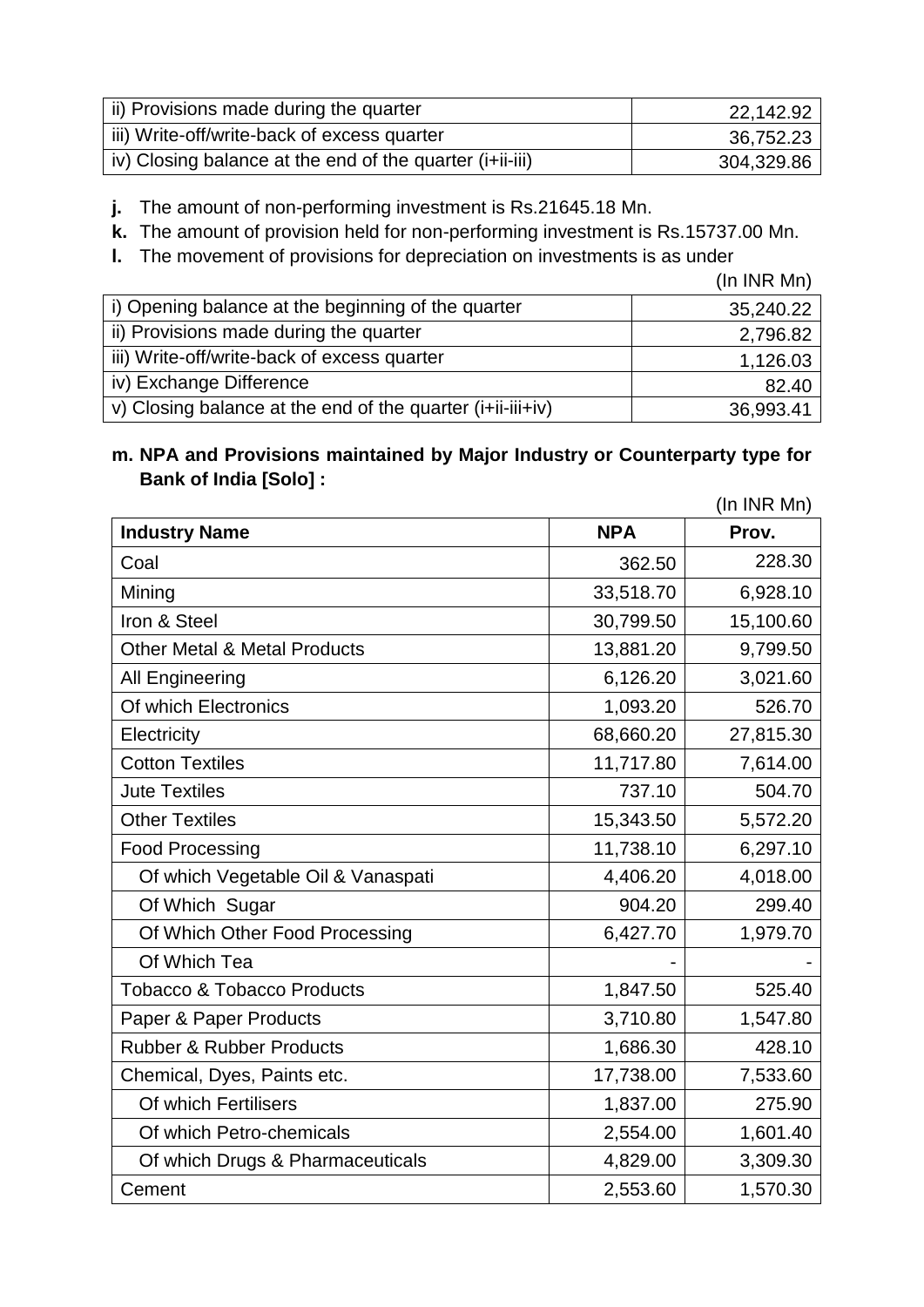| ii) Provisions made during the quarter | 22,142.92 |
|---|---|
| iii) Write-off/write-back of excess quarter | 36,752.23 |
| iv) Closing balance at the end of the quarter (i+ii-iii) | 304,329.86 |

**j.** The amount of non-performing investment is Rs.21645.18 Mn.

**k.** The amount of provision held for non-performing investment is Rs.15737.00 Mn.

**l.** The movement of provisions for depreciation on investments is as under

(In INR Mn)

| i) Opening balance at the beginning of the quarter | 35,240.22 |
|---|---|
| ii) Provisions made during the quarter | 2,796.82 |
| iii) Write-off/write-back of excess quarter | 1,126.03 |
| iv) Exchange Difference | 82.40 |
| v) Closing balance at the end of the quarter (i+ii-iii+iv) | 36,993.41 |

**m. NPA and Provisions maintained by Major Industry or Counterparty type for Bank of India [Solo] :**

(In INR Mn)

| Industry Name | NPA | Prov. |
|---|---|---|
| Coal | 362.50 | 228.30 |
| Mining | 33,518.70 | 6,928.10 |
| Iron & Steel | 30,799.50 | 15,100.60 |
| Other Metal & Metal Products | 13,881.20 | 9,799.50 |
| All Engineering | 6,126.20 | 3,021.60 |
| Of which Electronics | 1,093.20 | 526.70 |
| Electricity | 68,660.20 | 27,815.30 |
| Cotton Textiles | 11,717.80 | 7,614.00 |
| Jute Textiles | 737.10 | 504.70 |
| Other Textiles | 15,343.50 | 5,572.20 |
| Food Processing | 11,738.10 | 6,297.10 |
| Of which Vegetable Oil & Vanaspati | 4,406.20 | 4,018.00 |
| Of Which Sugar | 904.20 | 299.40 |
| Of Which Other Food Processing | 6,427.70 | 1,979.70 |
| Of Which Tea | - | - |
| Tobacco & Tobacco Products | 1,847.50 | 525.40 |
| Paper & Paper Products | 3,710.80 | 1,547.80 |
| Rubber & Rubber Products | 1,686.30 | 428.10 |
| Chemical, Dyes, Paints etc. | 17,738.00 | 7,533.60 |
| Of which Fertilisers | 1,837.00 | 275.90 |
| Of which Petro-chemicals | 2,554.00 | 1,601.40 |
| Of which Drugs & Pharmaceuticals | 4,829.00 | 3,309.30 |
| Cement | 2,553.60 | 1,570.30 |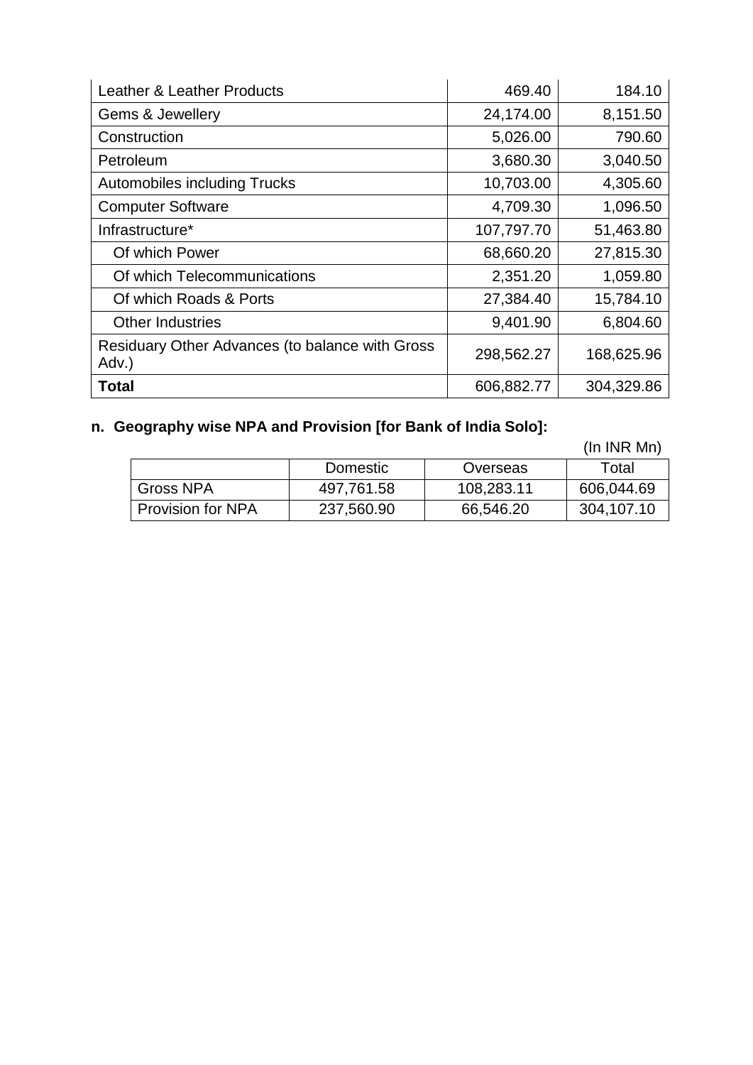| | | |
|---|---|---|
| Leather & Leather Products | 469.40 | 184.10 |
| Gems & Jewellery | 24,174.00 | 8,151.50 |
| Construction | 5,026.00 | 790.60 |
| Petroleum | 3,680.30 | 3,040.50 |
| Automobiles including Trucks | 10,703.00 | 4,305.60 |
| Computer Software | 4,709.30 | 1,096.50 |
| Infrastructure* | 107,797.70 | 51,463.80 |
| Of which Power | 68,660.20 | 27,815.30 |
| Of which Telecommunications | 2,351.20 | 1,059.80 |
| Of which Roads & Ports | 27,384.40 | 15,784.10 |
| Other Industries | 9,401.90 | 6,804.60 |
| Residuary Other Advances (to balance with Gross Adv.) | 298,562.27 | 168,625.96 |
| **Total** | 606,882.77 | 304,329.86 |

**n. Geography wise NPA and Provision [for Bank of India Solo]:**

(In INR Mn)

| | Domestic | Overseas | Total |
|---|---|---|---|
| Gross NPA | 497,761.58 | 108,283.11 | 606,044.69 |
| Provision for NPA | 237,560.90 | 66,546.20 | 304,107.10 |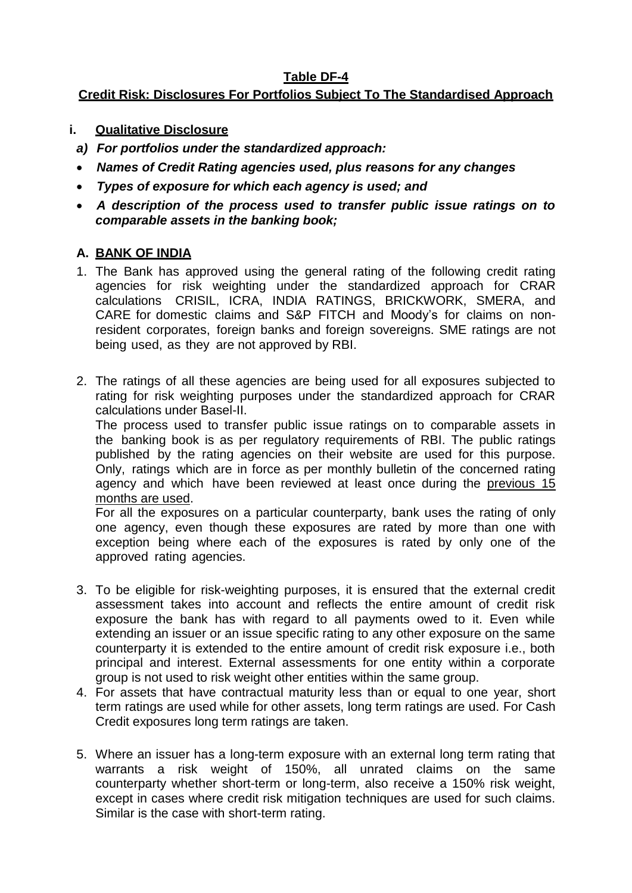**Table DF-4**

**Credit Risk: Disclosures For Portfolios Subject To The Standardised Approach**

**i. Qualitative Disclosure**

***a) For portfolios under the standardized approach:***

- ***Names of Credit Rating agencies used, plus reasons for any changes***
- ***Types of exposure for which each agency is used; and***
- ***A description of the process used to transfer public issue ratings on to comparable assets in the banking book;***

**A. BANK OF INDIA**

1. The Bank has approved using the general rating of the following credit rating agencies for risk weighting under the standardized approach for CRAR calculations CRISIL, ICRA, INDIA RATINGS, BRICKWORK, SMERA, and CARE for domestic claims and S&P FITCH and Moody's for claims on non-resident corporates, foreign banks and foreign sovereigns. SME ratings are not being used, as they are not approved by RBI.

2. The ratings of all these agencies are being used for all exposures subjected to rating for risk weighting purposes under the standardized approach for CRAR calculations under Basel-II.

   The process used to transfer public issue ratings on to comparable assets in the banking book is as per regulatory requirements of RBI. The public ratings published by the rating agencies on their website are used for this purpose. Only, ratings which are in force as per monthly bulletin of the concerned rating agency and which have been reviewed at least once during the previous 15 months are used.

   For all the exposures on a particular counterparty, bank uses the rating of only one agency, even though these exposures are rated by more than one with exception being where each of the exposures is rated by only one of the approved rating agencies.

3. To be eligible for risk-weighting purposes, it is ensured that the external credit assessment takes into account and reflects the entire amount of credit risk exposure the bank has with regard to all payments owed to it. Even while extending an issuer or an issue specific rating to any other exposure on the same counterparty it is extended to the entire amount of credit risk exposure i.e., both principal and interest. External assessments for one entity within a corporate group is not used to risk weight other entities within the same group.

4. For assets that have contractual maturity less than or equal to one year, short term ratings are used while for other assets, long term ratings are used. For Cash Credit exposures long term ratings are taken.

5. Where an issuer has a long-term exposure with an external long term rating that warrants a risk weight of 150%, all unrated claims on the same counterparty whether short-term or long-term, also receive a 150% risk weight, except in cases where credit risk mitigation techniques are used for such claims. Similar is the case with short-term rating.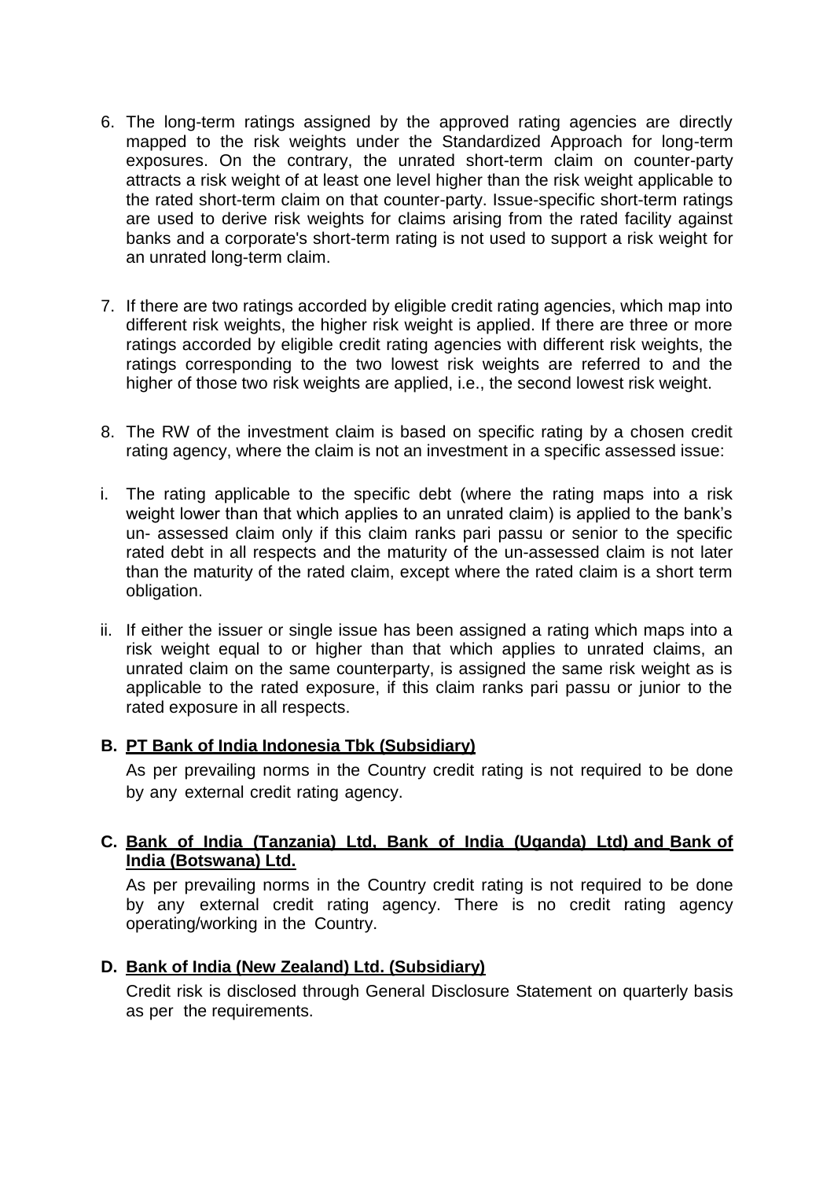6. The long-term ratings assigned by the approved rating agencies are directly mapped to the risk weights under the Standardized Approach for long-term exposures. On the contrary, the unrated short-term claim on counter-party attracts a risk weight of at least one level higher than the risk weight applicable to the rated short-term claim on that counter-party. Issue-specific short-term ratings are used to derive risk weights for claims arising from the rated facility against banks and a corporate's short-term rating is not used to support a risk weight for an unrated long-term claim.

7. If there are two ratings accorded by eligible credit rating agencies, which map into different risk weights, the higher risk weight is applied. If there are three or more ratings accorded by eligible credit rating agencies with different risk weights, the ratings corresponding to the two lowest risk weights are referred to and the higher of those two risk weights are applied, i.e., the second lowest risk weight.

8. The RW of the investment claim is based on specific rating by a chosen credit rating agency, where the claim is not an investment in a specific assessed issue:

i. The rating applicable to the specific debt (where the rating maps into a risk weight lower than that which applies to an unrated claim) is applied to the bank's un- assessed claim only if this claim ranks pari passu or senior to the specific rated debt in all respects and the maturity of the un-assessed claim is not later than the maturity of the rated claim, except where the rated claim is a short term obligation.

ii. If either the issuer or single issue has been assigned a rating which maps into a risk weight equal to or higher than that which applies to unrated claims, an unrated claim on the same counterparty, is assigned the same risk weight as is applicable to the rated exposure, if this claim ranks pari passu or junior to the rated exposure in all respects.

**B. <u>PT Bank of India Indonesia Tbk (Subsidiary)</u>**

As per prevailing norms in the Country credit rating is not required to be done by any external credit rating agency.

**C. <u>Bank of India (Tanzania) Ltd, Bank of India (Uganda) Ltd) and Bank of India (Botswana) Ltd.</u>**

As per prevailing norms in the Country credit rating is not required to be done by any external credit rating agency. There is no credit rating agency operating/working in the Country.

**D. <u>Bank of India (New Zealand) Ltd. (Subsidiary)</u>**

Credit risk is disclosed through General Disclosure Statement on quarterly basis as per the requirements.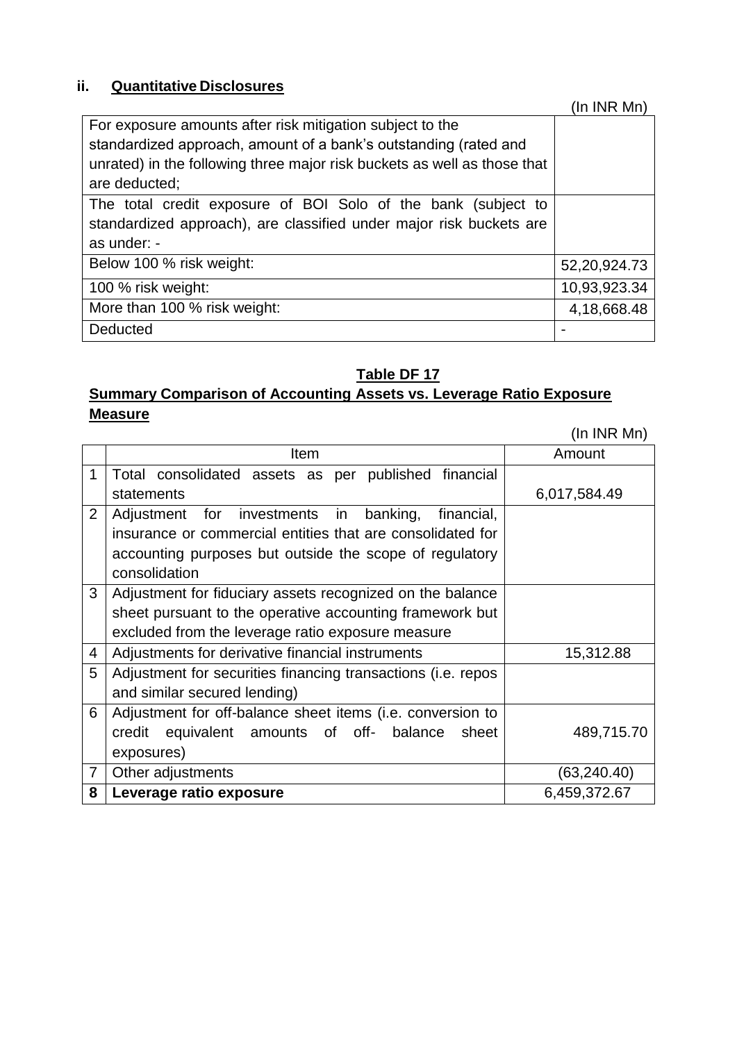## ii. Quantitative Disclosures

(In INR Mn)

| | |
|---|---|
| For exposure amounts after risk mitigation subject to the standardized approach, amount of a bank's outstanding (rated and unrated) in the following three major risk buckets as well as those that are deducted; | |
| The total credit exposure of BOI Solo of the bank (subject to standardized approach), are classified under major risk buckets are as under: - | |
| Below 100 % risk weight: | 52,20,924.73 |
| 100 % risk weight: | 10,93,923.34 |
| More than 100 % risk weight: | 4,18,668.48 |
| Deducted | - |

## Table DF 17

## Summary Comparison of Accounting Assets vs. Leverage Ratio Exposure Measure

(In INR Mn)

| | Item | Amount |
|---|---|---|
| 1 | Total consolidated assets as per published financial statements | 6,017,584.49 |
| 2 | Adjustment for investments in banking, financial, insurance or commercial entities that are consolidated for accounting purposes but outside the scope of regulatory consolidation | |
| 3 | Adjustment for fiduciary assets recognized on the balance sheet pursuant to the operative accounting framework but excluded from the leverage ratio exposure measure | |
| 4 | Adjustments for derivative financial instruments | 15,312.88 |
| 5 | Adjustment for securities financing transactions (i.e. repos and similar secured lending) | |
| 6 | Adjustment for off-balance sheet items (i.e. conversion to credit equivalent amounts of off- balance sheet exposures) | 489,715.70 |
| 7 | Other adjustments | (63,240.40) |
| **8** | **Leverage ratio exposure** | 6,459,372.67 |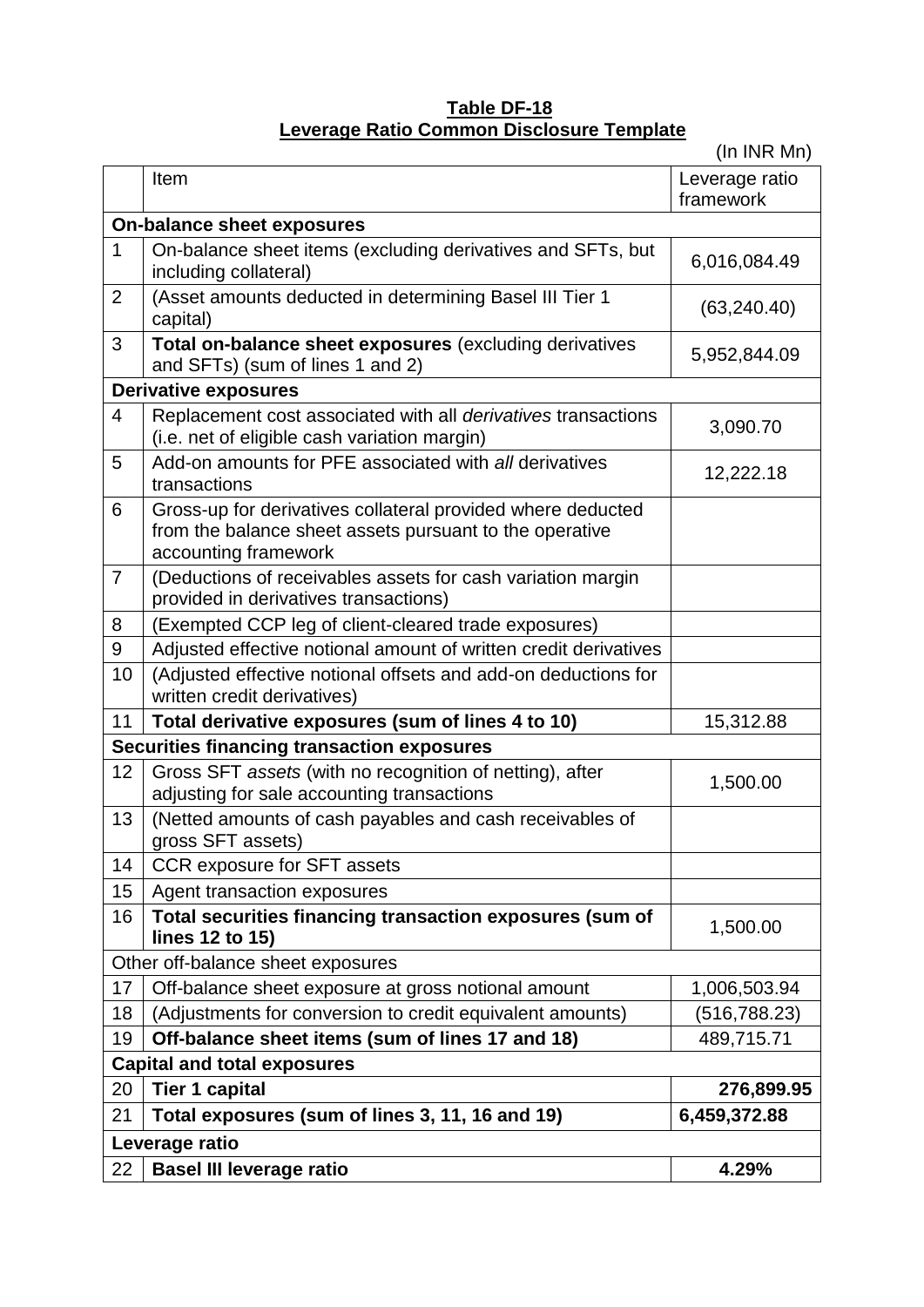**Table DF-18**
**Leverage Ratio Common Disclosure Template**

(In INR Mn)

| | Item | Leverage ratio framework |
|---|---|---|
| **On-balance sheet exposures** | | |
| 1 | On-balance sheet items (excluding derivatives and SFTs, but including collateral) | 6,016,084.49 |
| 2 | (Asset amounts deducted in determining Basel III Tier 1 capital) | (63,240.40) |
| 3 | **Total on-balance sheet exposures** (excluding derivatives and SFTs) (sum of lines 1 and 2) | 5,952,844.09 |
| **Derivative exposures** | | |
| 4 | Replacement cost associated with all *derivatives* transactions (i.e. net of eligible cash variation margin) | 3,090.70 |
| 5 | Add-on amounts for PFE associated with *all* derivatives transactions | 12,222.18 |
| 6 | Gross-up for derivatives collateral provided where deducted from the balance sheet assets pursuant to the operative accounting framework | |
| 7 | (Deductions of receivables assets for cash variation margin provided in derivatives transactions) | |
| 8 | (Exempted CCP leg of client-cleared trade exposures) | |
| 9 | Adjusted effective notional amount of written credit derivatives | |
| 10 | (Adjusted effective notional offsets and add-on deductions for written credit derivatives) | |
| 11 | **Total derivative exposures (sum of lines 4 to 10)** | 15,312.88 |
| **Securities financing transaction exposures** | | |
| 12 | Gross SFT *assets* (with no recognition of netting), after adjusting for sale accounting transactions | 1,500.00 |
| 13 | (Netted amounts of cash payables and cash receivables of gross SFT assets) | |
| 14 | CCR exposure for SFT assets | |
| 15 | Agent transaction exposures | |
| 16 | **Total securities financing transaction exposures (sum of lines 12 to 15)** | 1,500.00 |
| Other off-balance sheet exposures | | |
| 17 | Off-balance sheet exposure at gross notional amount | 1,006,503.94 |
| 18 | (Adjustments for conversion to credit equivalent amounts) | (516,788.23) |
| 19 | **Off-balance sheet items (sum of lines 17 and 18)** | 489,715.71 |
| **Capital and total exposures** | | |
| 20 | **Tier 1 capital** | **276,899.95** |
| 21 | **Total exposures (sum of lines 3, 11, 16 and 19)** | **6,459,372.88** |
| **Leverage ratio** | | |
| 22 | **Basel III leverage ratio** | **4.29%** |